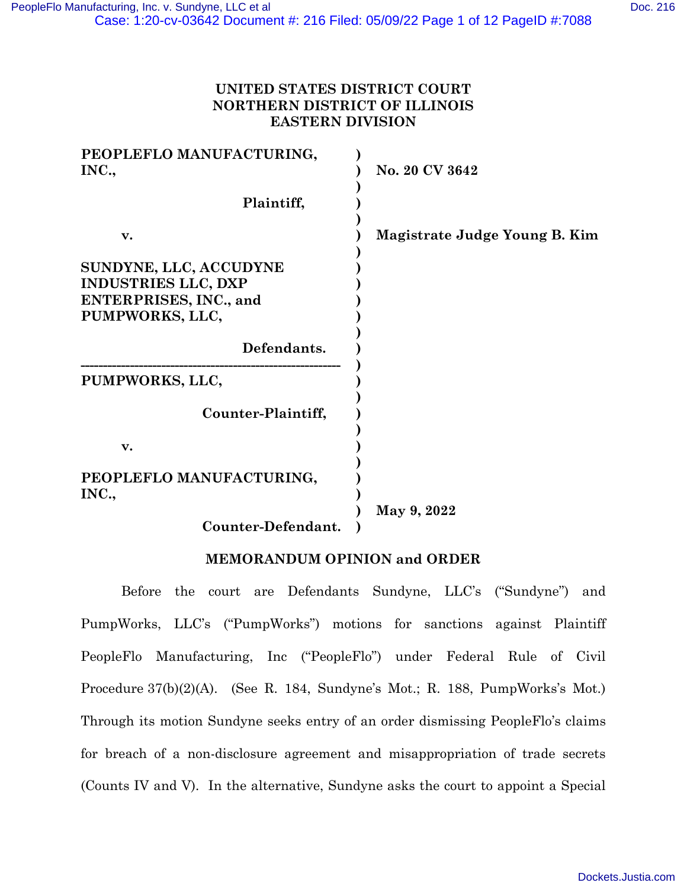**UNITED STATES DISTRICT COURT**
**NORTHERN DISTRICT OF ILLINOIS**
**EASTERN DIVISION**

| | | |
|---|---|---|
| **PEOPLEFLO MANUFACTURING, INC.,** | ) | **No. 20 CV 3642** |
| **Plaintiff,** | ) | |
| **v.** | ) | **Magistrate Judge Young B. Kim** |
| **SUNDYNE, LLC, ACCUDYNE INDUSTRIES LLC, DXP ENTERPRISES, INC., and PUMPWORKS, LLC,** | ) | |
| **Defendants.** | ) | |
| **PUMPWORKS, LLC,** | ) | |
| **Counter-Plaintiff,** | ) | |
| **v.** | ) | |
| **PEOPLEFLO MANUFACTURING, INC.,** | ) | **May 9, 2022** |
| **Counter-Defendant.** | ) | |

**MEMORANDUM OPINION and ORDER**

Before the court are Defendants Sundyne, LLC's ("Sundyne") and PumpWorks, LLC's ("PumpWorks") motions for sanctions against Plaintiff PeopleFlo Manufacturing, Inc ("PeopleFlo") under Federal Rule of Civil Procedure 37(b)(2)(A). (See R. 184, Sundyne's Mot.; R. 188, PumpWorks's Mot.) Through its motion Sundyne seeks entry of an order dismissing PeopleFlo's claims for breach of a non-disclosure agreement and misappropriation of trade secrets (Counts IV and V). In the alternative, Sundyne asks the court to appoint a Special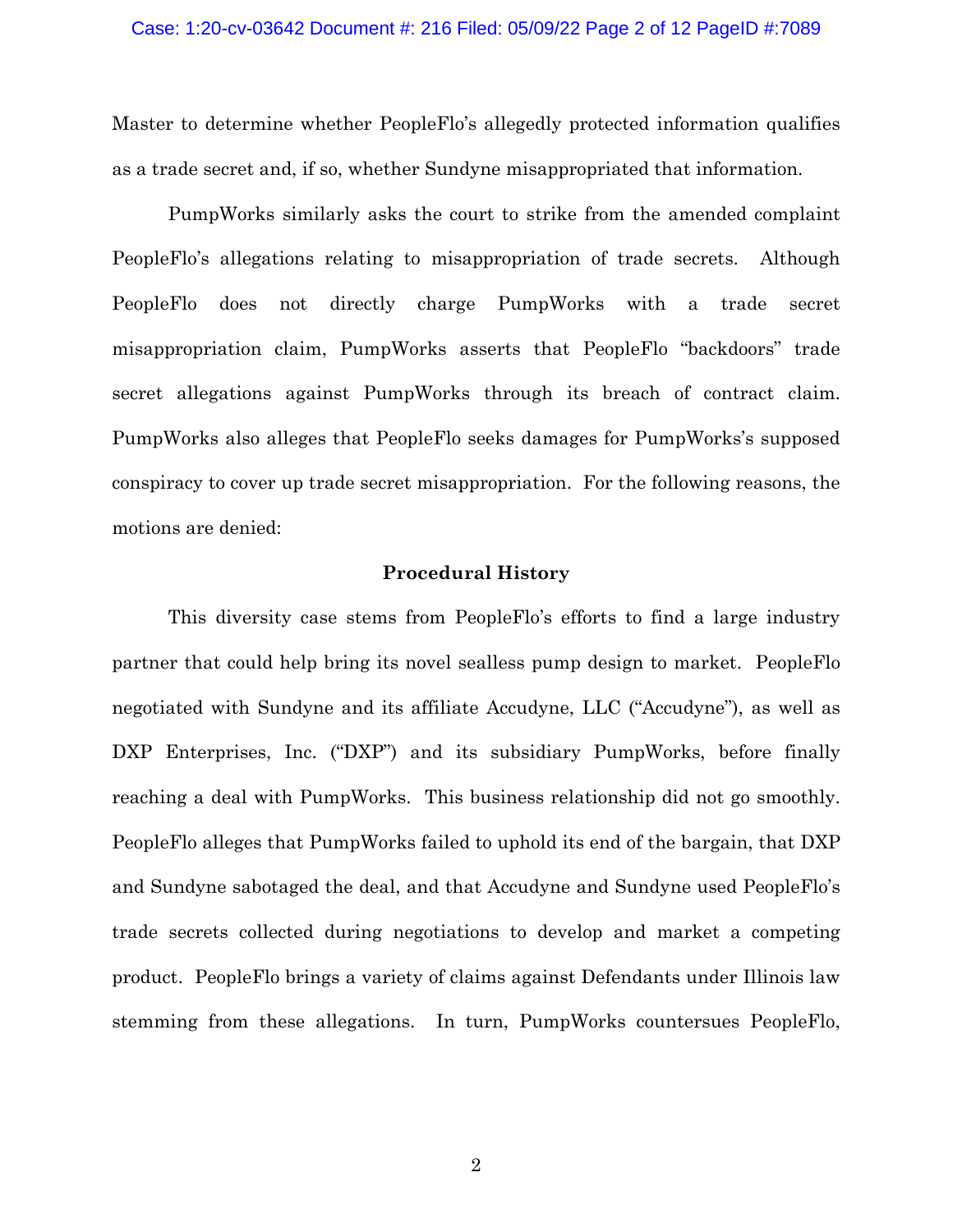Master to determine whether PeopleFlo's allegedly protected information qualifies as a trade secret and, if so, whether Sundyne misappropriated that information.

PumpWorks similarly asks the court to strike from the amended complaint PeopleFlo's allegations relating to misappropriation of trade secrets. Although PeopleFlo does not directly charge PumpWorks with a trade secret misappropriation claim, PumpWorks asserts that PeopleFlo "backdoors" trade secret allegations against PumpWorks through its breach of contract claim. PumpWorks also alleges that PeopleFlo seeks damages for PumpWorks's supposed conspiracy to cover up trade secret misappropriation. For the following reasons, the motions are denied:

## Procedural History

This diversity case stems from PeopleFlo's efforts to find a large industry partner that could help bring its novel sealless pump design to market. PeopleFlo negotiated with Sundyne and its affiliate Accudyne, LLC ("Accudyne"), as well as DXP Enterprises, Inc. ("DXP") and its subsidiary PumpWorks, before finally reaching a deal with PumpWorks. This business relationship did not go smoothly. PeopleFlo alleges that PumpWorks failed to uphold its end of the bargain, that DXP and Sundyne sabotaged the deal, and that Accudyne and Sundyne used PeopleFlo's trade secrets collected during negotiations to develop and market a competing product. PeopleFlo brings a variety of claims against Defendants under Illinois law stemming from these allegations. In turn, PumpWorks countersues PeopleFlo,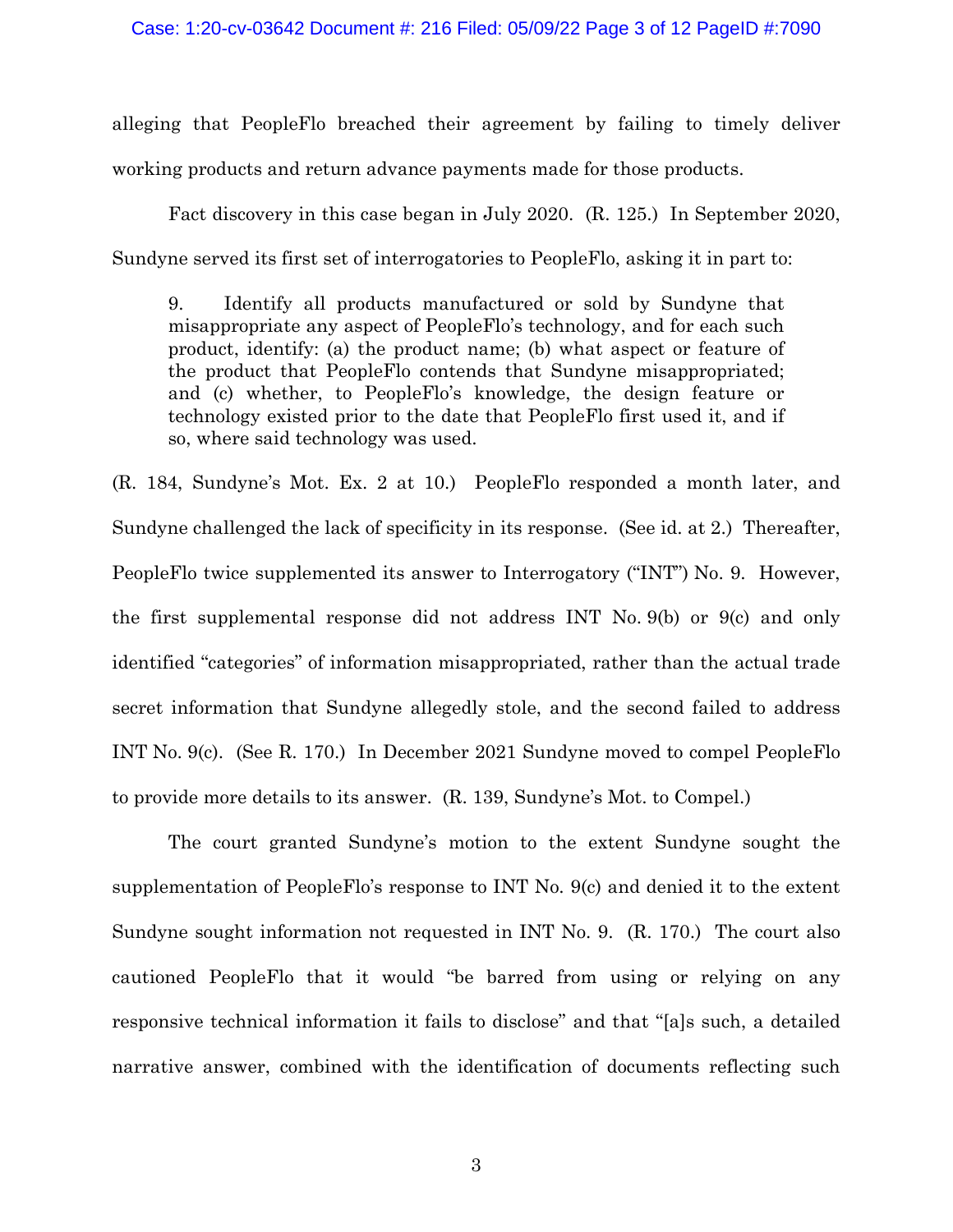alleging that PeopleFlo breached their agreement by failing to timely deliver working products and return advance payments made for those products.

Fact discovery in this case began in July 2020. (R. 125.) In September 2020, Sundyne served its first set of interrogatories to PeopleFlo, asking it in part to:

> 9. Identify all products manufactured or sold by Sundyne that misappropriate any aspect of PeopleFlo's technology, and for each such product, identify: (a) the product name; (b) what aspect or feature of the product that PeopleFlo contends that Sundyne misappropriated; and (c) whether, to PeopleFlo's knowledge, the design feature or technology existed prior to the date that PeopleFlo first used it, and if so, where said technology was used.

(R. 184, Sundyne's Mot. Ex. 2 at 10.) PeopleFlo responded a month later, and Sundyne challenged the lack of specificity in its response. (See id. at 2.) Thereafter, PeopleFlo twice supplemented its answer to Interrogatory ("INT") No. 9. However, the first supplemental response did not address INT No. 9(b) or 9(c) and only identified "categories" of information misappropriated, rather than the actual trade secret information that Sundyne allegedly stole, and the second failed to address INT No. 9(c). (See R. 170.) In December 2021 Sundyne moved to compel PeopleFlo to provide more details to its answer. (R. 139, Sundyne's Mot. to Compel.)

The court granted Sundyne's motion to the extent Sundyne sought the supplementation of PeopleFlo's response to INT No. 9(c) and denied it to the extent Sundyne sought information not requested in INT No. 9. (R. 170.) The court also cautioned PeopleFlo that it would "be barred from using or relying on any responsive technical information it fails to disclose" and that "[a]s such, a detailed narrative answer, combined with the identification of documents reflecting such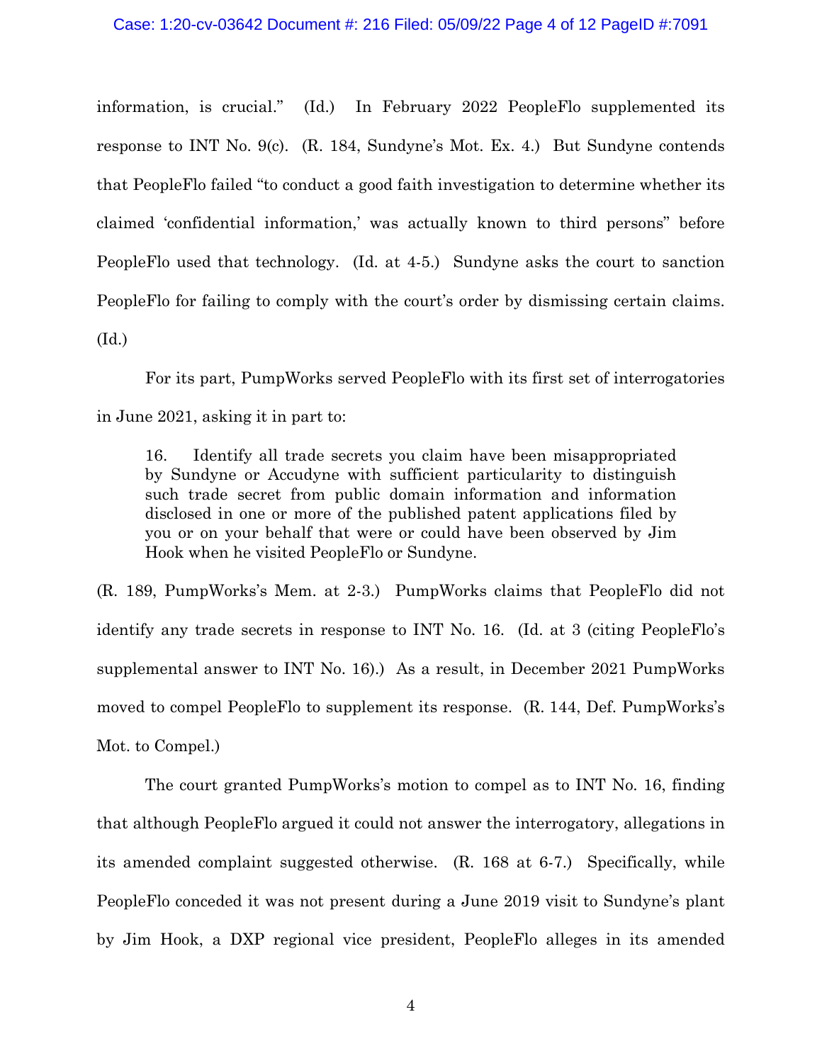information, is crucial." (Id.) In February 2022 PeopleFlo supplemented its response to INT No. 9(c). (R. 184, Sundyne's Mot. Ex. 4.) But Sundyne contends that PeopleFlo failed "to conduct a good faith investigation to determine whether its claimed 'confidential information,' was actually known to third persons" before PeopleFlo used that technology. (Id. at 4-5.) Sundyne asks the court to sanction PeopleFlo for failing to comply with the court's order by dismissing certain claims. (Id.)

For its part, PumpWorks served PeopleFlo with its first set of interrogatories in June 2021, asking it in part to:

> 16. Identify all trade secrets you claim have been misappropriated by Sundyne or Accudyne with sufficient particularity to distinguish such trade secret from public domain information and information disclosed in one or more of the published patent applications filed by you or on your behalf that were or could have been observed by Jim Hook when he visited PeopleFlo or Sundyne.

(R. 189, PumpWorks's Mem. at 2-3.) PumpWorks claims that PeopleFlo did not identify any trade secrets in response to INT No. 16. (Id. at 3 (citing PeopleFlo's supplemental answer to INT No. 16).) As a result, in December 2021 PumpWorks moved to compel PeopleFlo to supplement its response. (R. 144, Def. PumpWorks's Mot. to Compel.)

The court granted PumpWorks's motion to compel as to INT No. 16, finding that although PeopleFlo argued it could not answer the interrogatory, allegations in its amended complaint suggested otherwise. (R. 168 at 6-7.) Specifically, while PeopleFlo conceded it was not present during a June 2019 visit to Sundyne's plant by Jim Hook, a DXP regional vice president, PeopleFlo alleges in its amended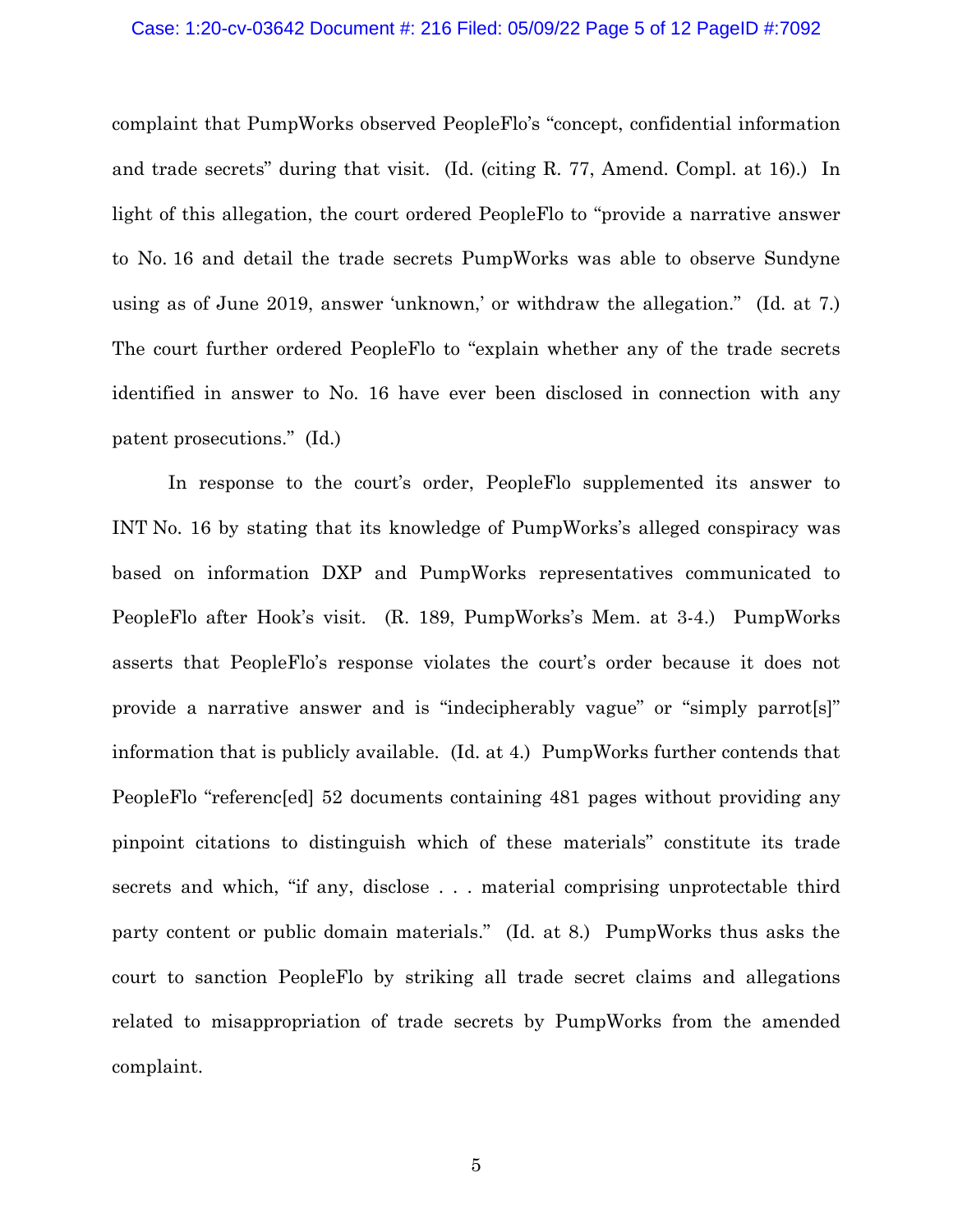complaint that PumpWorks observed PeopleFlo's "concept, confidential information and trade secrets" during that visit. (Id. (citing R. 77, Amend. Compl. at 16).) In light of this allegation, the court ordered PeopleFlo to "provide a narrative answer to No. 16 and detail the trade secrets PumpWorks was able to observe Sundyne using as of June 2019, answer 'unknown,' or withdraw the allegation." (Id. at 7.) The court further ordered PeopleFlo to "explain whether any of the trade secrets identified in answer to No. 16 have ever been disclosed in connection with any patent prosecutions." (Id.)

In response to the court's order, PeopleFlo supplemented its answer to INT No. 16 by stating that its knowledge of PumpWorks's alleged conspiracy was based on information DXP and PumpWorks representatives communicated to PeopleFlo after Hook's visit. (R. 189, PumpWorks's Mem. at 3-4.) PumpWorks asserts that PeopleFlo's response violates the court's order because it does not provide a narrative answer and is "indecipherably vague" or "simply parrot[s]" information that is publicly available. (Id. at 4.) PumpWorks further contends that PeopleFlo "referenc[ed] 52 documents containing 481 pages without providing any pinpoint citations to distinguish which of these materials" constitute its trade secrets and which, "if any, disclose . . . material comprising unprotectable third party content or public domain materials." (Id. at 8.) PumpWorks thus asks the court to sanction PeopleFlo by striking all trade secret claims and allegations related to misappropriation of trade secrets by PumpWorks from the amended complaint.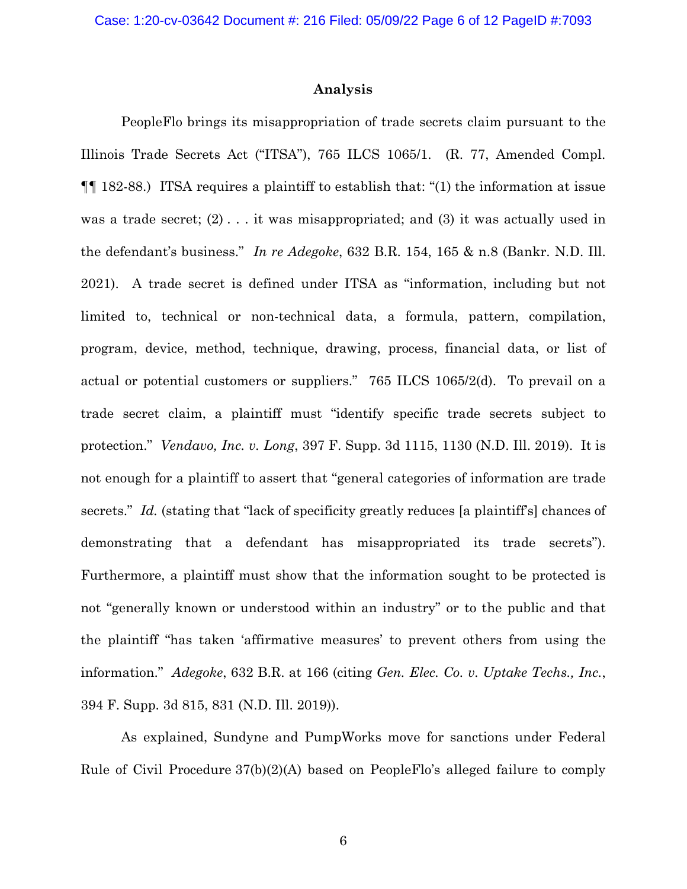## Analysis

PeopleFlo brings its misappropriation of trade secrets claim pursuant to the Illinois Trade Secrets Act ("ITSA"), 765 ILCS 1065/1. (R. 77, Amended Compl. ¶¶ 182-88.) ITSA requires a plaintiff to establish that: "(1) the information at issue was a trade secret; (2) . . . it was misappropriated; and (3) it was actually used in the defendant's business." *In re Adegoke*, 632 B.R. 154, 165 & n.8 (Bankr. N.D. Ill. 2021). A trade secret is defined under ITSA as "information, including but not limited to, technical or non-technical data, a formula, pattern, compilation, program, device, method, technique, drawing, process, financial data, or list of actual or potential customers or suppliers." 765 ILCS 1065/2(d). To prevail on a trade secret claim, a plaintiff must "identify specific trade secrets subject to protection." *Vendavo, Inc. v. Long*, 397 F. Supp. 3d 1115, 1130 (N.D. Ill. 2019). It is not enough for a plaintiff to assert that "general categories of information are trade secrets." *Id.* (stating that "lack of specificity greatly reduces [a plaintiff's] chances of demonstrating that a defendant has misappropriated its trade secrets"). Furthermore, a plaintiff must show that the information sought to be protected is not "generally known or understood within an industry" or to the public and that the plaintiff "has taken 'affirmative measures' to prevent others from using the information." *Adegoke*, 632 B.R. at 166 (citing *Gen. Elec. Co. v. Uptake Techs., Inc.*, 394 F. Supp. 3d 815, 831 (N.D. Ill. 2019)).

As explained, Sundyne and PumpWorks move for sanctions under Federal Rule of Civil Procedure 37(b)(2)(A) based on PeopleFlo's alleged failure to comply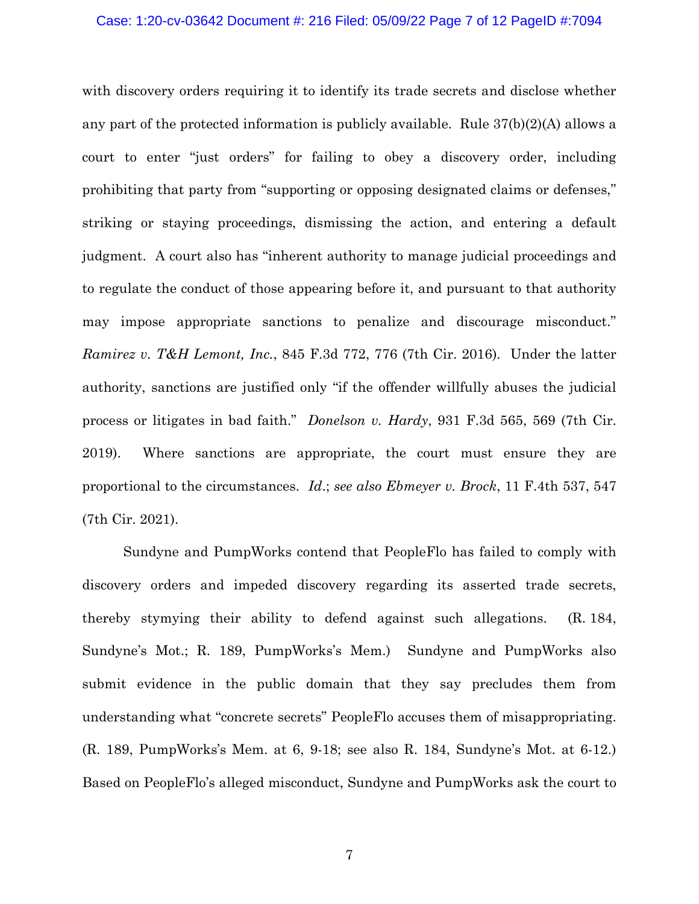with discovery orders requiring it to identify its trade secrets and disclose whether any part of the protected information is publicly available. Rule 37(b)(2)(A) allows a court to enter "just orders" for failing to obey a discovery order, including prohibiting that party from "supporting or opposing designated claims or defenses," striking or staying proceedings, dismissing the action, and entering a default judgment. A court also has "inherent authority to manage judicial proceedings and to regulate the conduct of those appearing before it, and pursuant to that authority may impose appropriate sanctions to penalize and discourage misconduct." *Ramirez v. T&H Lemont, Inc.*, 845 F.3d 772, 776 (7th Cir. 2016). Under the latter authority, sanctions are justified only "if the offender willfully abuses the judicial process or litigates in bad faith." *Donelson v. Hardy*, 931 F.3d 565, 569 (7th Cir. 2019). Where sanctions are appropriate, the court must ensure they are proportional to the circumstances. *Id.*; *see also Ebmeyer v. Brock*, 11 F.4th 537, 547 (7th Cir. 2021).

Sundyne and PumpWorks contend that PeopleFlo has failed to comply with discovery orders and impeded discovery regarding its asserted trade secrets, thereby stymying their ability to defend against such allegations. (R. 184, Sundyne's Mot.; R. 189, PumpWorks's Mem.) Sundyne and PumpWorks also submit evidence in the public domain that they say precludes them from understanding what "concrete secrets" PeopleFlo accuses them of misappropriating. (R. 189, PumpWorks's Mem. at 6, 9-18; see also R. 184, Sundyne's Mot. at 6-12.) Based on PeopleFlo's alleged misconduct, Sundyne and PumpWorks ask the court to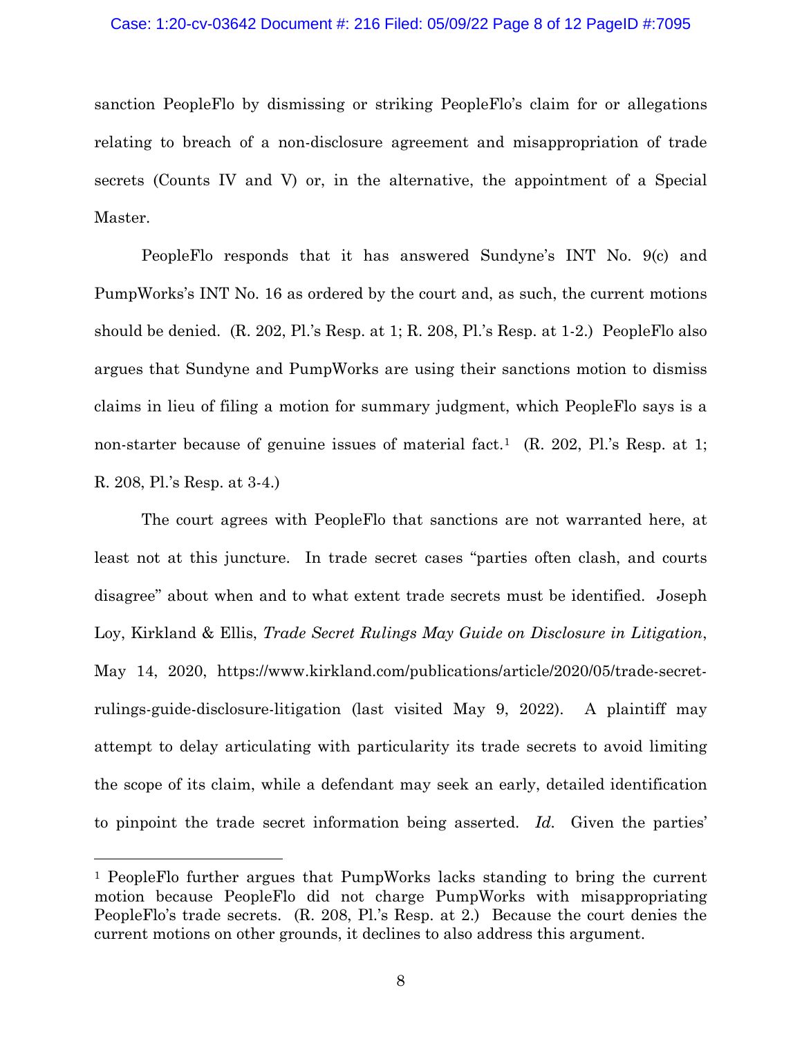sanction PeopleFlo by dismissing or striking PeopleFlo's claim for or allegations relating to breach of a non-disclosure agreement and misappropriation of trade secrets (Counts IV and V) or, in the alternative, the appointment of a Special Master.

PeopleFlo responds that it has answered Sundyne's INT No. 9(c) and PumpWorks's INT No. 16 as ordered by the court and, as such, the current motions should be denied. (R. 202, Pl.'s Resp. at 1; R. 208, Pl.'s Resp. at 1-2.) PeopleFlo also argues that Sundyne and PumpWorks are using their sanctions motion to dismiss claims in lieu of filing a motion for summary judgment, which PeopleFlo says is a non-starter because of genuine issues of material fact.[1] (R. 202, Pl.'s Resp. at 1; R. 208, Pl.'s Resp. at 3-4.)

The court agrees with PeopleFlo that sanctions are not warranted here, at least not at this juncture. In trade secret cases "parties often clash, and courts disagree" about when and to what extent trade secrets must be identified. Joseph Loy, Kirkland & Ellis, *Trade Secret Rulings May Guide on Disclosure in Litigation*, May 14, 2020, https://www.kirkland.com/publications/article/2020/05/trade-secret-rulings-guide-disclosure-litigation (last visited May 9, 2022). A plaintiff may attempt to delay articulating with particularity its trade secrets to avoid limiting the scope of its claim, while a defendant may seek an early, detailed identification to pinpoint the trade secret information being asserted. *Id.* Given the parties'

---

[1] PeopleFlo further argues that PumpWorks lacks standing to bring the current motion because PeopleFlo did not charge PumpWorks with misappropriating PeopleFlo's trade secrets. (R. 208, Pl.'s Resp. at 2.) Because the court denies the current motions on other grounds, it declines to also address this argument.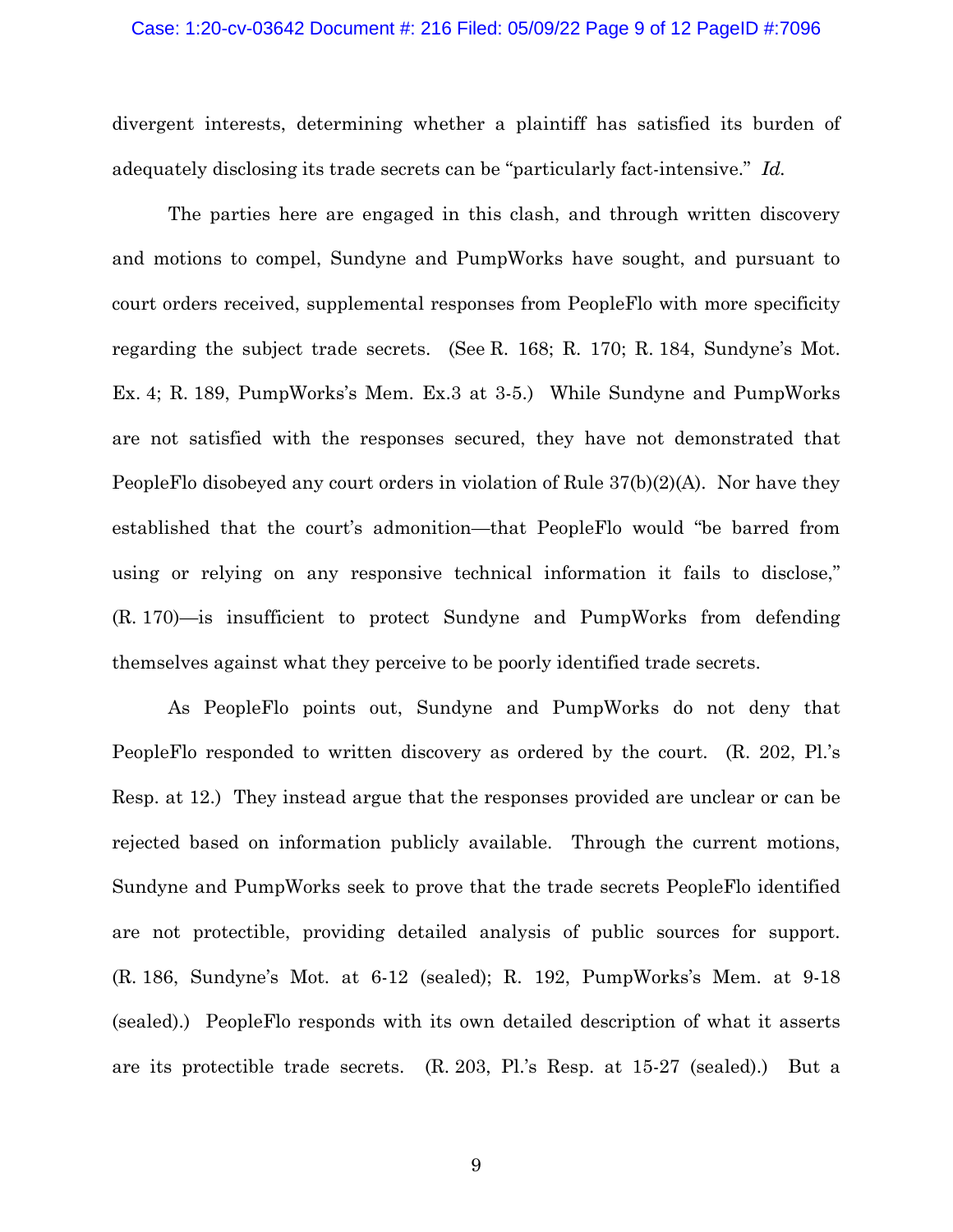divergent interests, determining whether a plaintiff has satisfied its burden of adequately disclosing its trade secrets can be "particularly fact-intensive." *Id.*

The parties here are engaged in this clash, and through written discovery and motions to compel, Sundyne and PumpWorks have sought, and pursuant to court orders received, supplemental responses from PeopleFlo with more specificity regarding the subject trade secrets. (See R. 168; R. 170; R. 184, Sundyne's Mot. Ex. 4; R. 189, PumpWorks's Mem. Ex.3 at 3-5.) While Sundyne and PumpWorks are not satisfied with the responses secured, they have not demonstrated that PeopleFlo disobeyed any court orders in violation of Rule 37(b)(2)(A). Nor have they established that the court's admonition—that PeopleFlo would "be barred from using or relying on any responsive technical information it fails to disclose," (R. 170)—is insufficient to protect Sundyne and PumpWorks from defending themselves against what they perceive to be poorly identified trade secrets.

As PeopleFlo points out, Sundyne and PumpWorks do not deny that PeopleFlo responded to written discovery as ordered by the court. (R. 202, Pl.'s Resp. at 12.) They instead argue that the responses provided are unclear or can be rejected based on information publicly available. Through the current motions, Sundyne and PumpWorks seek to prove that the trade secrets PeopleFlo identified are not protectible, providing detailed analysis of public sources for support. (R. 186, Sundyne's Mot. at 6-12 (sealed); R. 192, PumpWorks's Mem. at 9-18 (sealed).) PeopleFlo responds with its own detailed description of what it asserts are its protectible trade secrets. (R. 203, Pl.'s Resp. at 15-27 (sealed).) But a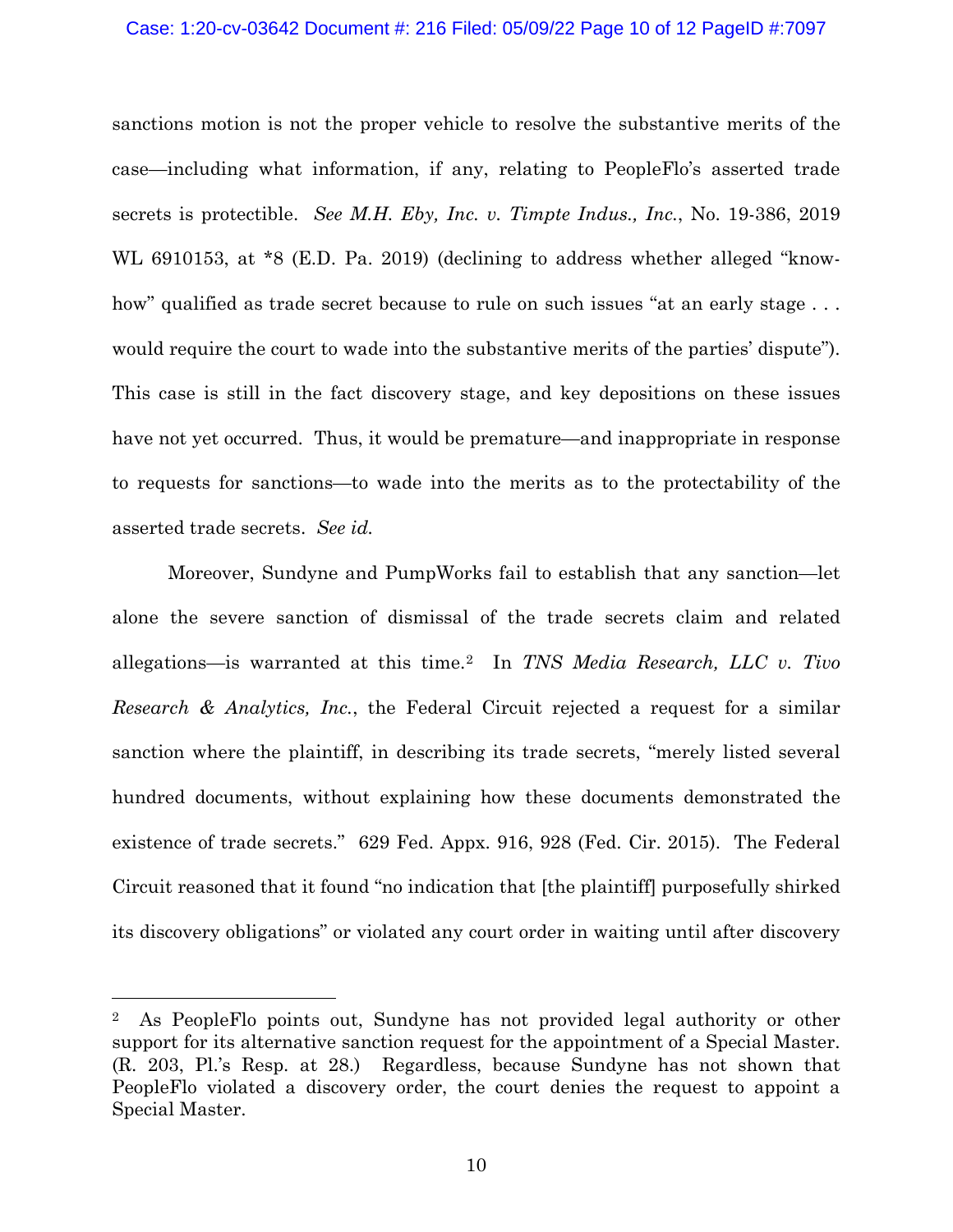sanctions motion is not the proper vehicle to resolve the substantive merits of the case—including what information, if any, relating to PeopleFlo's asserted trade secrets is protectible. *See M.H. Eby, Inc. v. Timpte Indus., Inc.*, No. 19-386, 2019 WL 6910153, at *8 (E.D. Pa. 2019) (declining to address whether alleged "know-how" qualified as trade secret because to rule on such issues "at an early stage . . . would require the court to wade into the substantive merits of the parties' dispute"). This case is still in the fact discovery stage, and key depositions on these issues have not yet occurred. Thus, it would be premature—and inappropriate in response to requests for sanctions—to wade into the merits as to the protectability of the asserted trade secrets. *See id.*

Moreover, Sundyne and PumpWorks fail to establish that any sanction—let alone the severe sanction of dismissal of the trade secrets claim and related allegations—is warranted at this time.[2] In *TNS Media Research, LLC v. Tivo Research & Analytics, Inc.*, the Federal Circuit rejected a request for a similar sanction where the plaintiff, in describing its trade secrets, "merely listed several hundred documents, without explaining how these documents demonstrated the existence of trade secrets." 629 Fed. Appx. 916, 928 (Fed. Cir. 2015). The Federal Circuit reasoned that it found "no indication that [the plaintiff] purposefully shirked its discovery obligations" or violated any court order in waiting until after discovery

---

[2] As PeopleFlo points out, Sundyne has not provided legal authority or other support for its alternative sanction request for the appointment of a Special Master. (R. 203, Pl.'s Resp. at 28.) Regardless, because Sundyne has not shown that PeopleFlo violated a discovery order, the court denies the request to appoint a Special Master.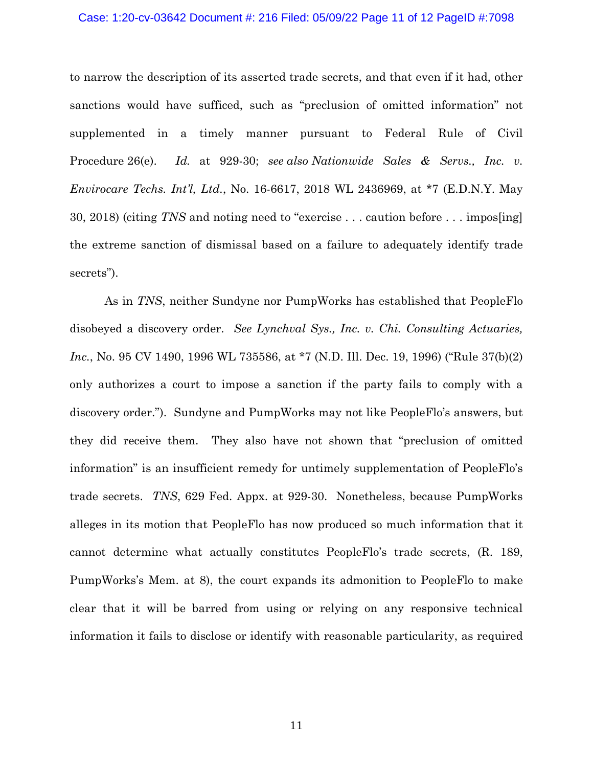to narrow the description of its asserted trade secrets, and that even if it had, other sanctions would have sufficed, such as "preclusion of omitted information" not supplemented in a timely manner pursuant to Federal Rule of Civil Procedure 26(e). *Id.* at 929-30; *see also Nationwide Sales & Servs., Inc. v. Envirocare Techs. Int'l, Ltd.*, No. 16-6617, 2018 WL 2436969, at *7 (E.D.N.Y. May 30, 2018) (citing *TNS* and noting need to "exercise . . . caution before . . . impos[ing] the extreme sanction of dismissal based on a failure to adequately identify trade secrets").

As in *TNS*, neither Sundyne nor PumpWorks has established that PeopleFlo disobeyed a discovery order. *See Lynchval Sys., Inc. v. Chi. Consulting Actuaries, Inc.*, No. 95 CV 1490, 1996 WL 735586, at *7 (N.D. Ill. Dec. 19, 1996) ("Rule 37(b)(2) only authorizes a court to impose a sanction if the party fails to comply with a discovery order."). Sundyne and PumpWorks may not like PeopleFlo's answers, but they did receive them. They also have not shown that "preclusion of omitted information" is an insufficient remedy for untimely supplementation of PeopleFlo's trade secrets. *TNS*, 629 Fed. Appx. at 929-30. Nonetheless, because PumpWorks alleges in its motion that PeopleFlo has now produced so much information that it cannot determine what actually constitutes PeopleFlo's trade secrets, (R. 189, PumpWorks's Mem. at 8), the court expands its admonition to PeopleFlo to make clear that it will be barred from using or relying on any responsive technical information it fails to disclose or identify with reasonable particularity, as required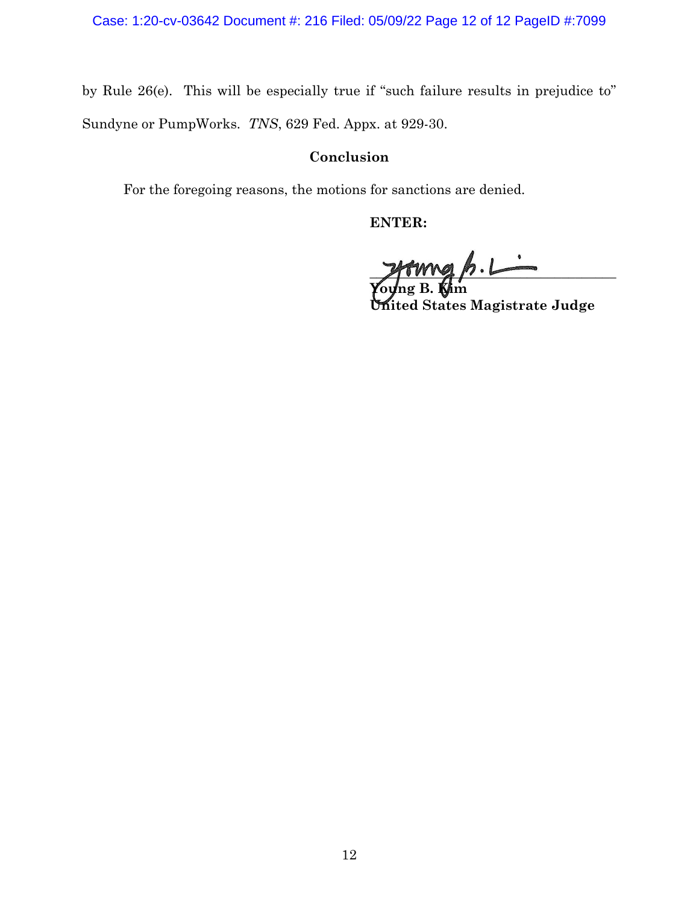by Rule 26(e). This will be especially true if "such failure results in prejudice to" Sundyne or PumpWorks. *TNS*, 629 Fed. Appx. at 929-30.

## Conclusion

For the foregoing reasons, the motions for sanctions are denied.

**ENTER:**

**Young B. Kim**
**United States Magistrate Judge**